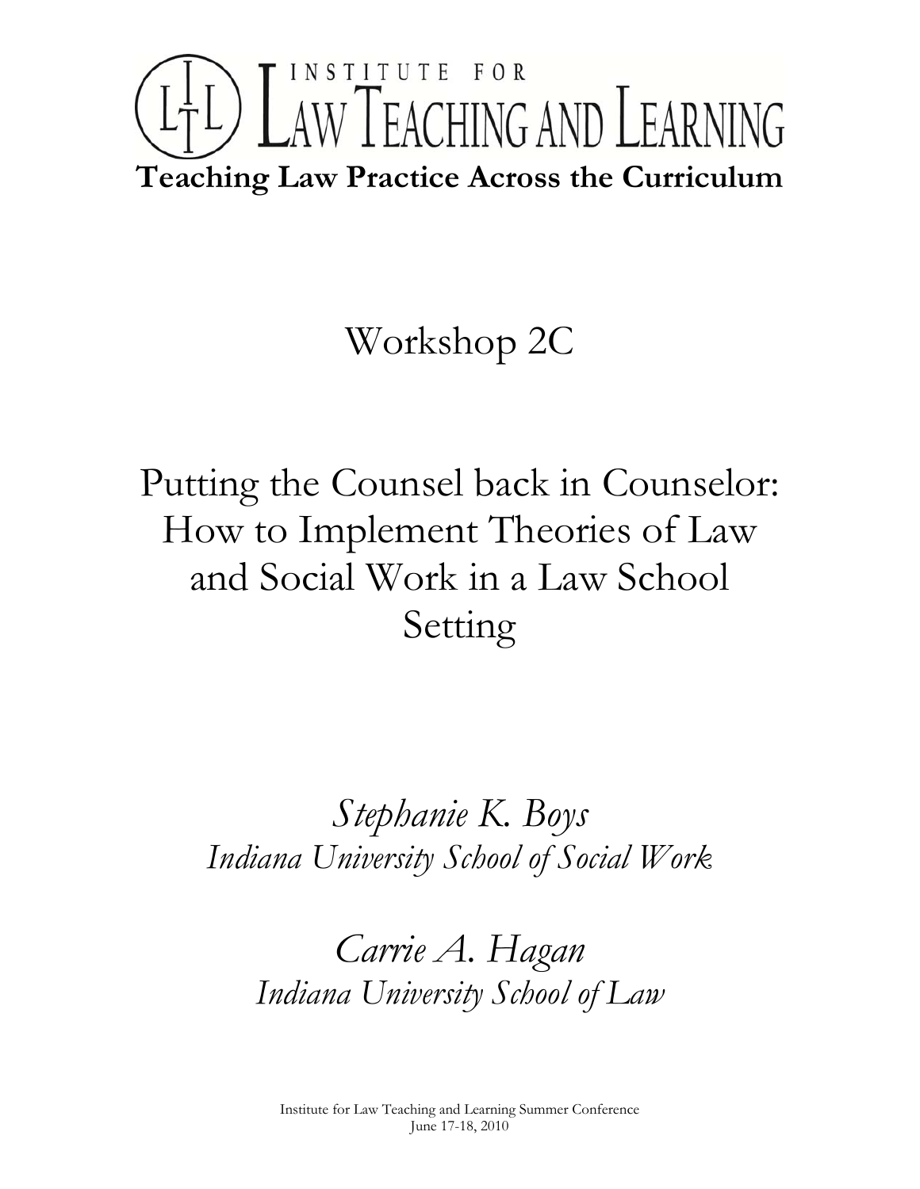# INSTITUTE FOR LAW TEACHING AND LEARNING

**Teaching Law Practice Across the Curriculum**

## Workshop 2C

## Putting the Counsel back in Counselor: How to Implement Theories of Law and Social Work in a Law School Setting

*Stephanie K. Boys*
*Indiana University School of Social Work*

*Carrie A. Hagan*
*Indiana University School of Law*

Institute for Law Teaching and Learning Summer Conference
June 17-18, 2010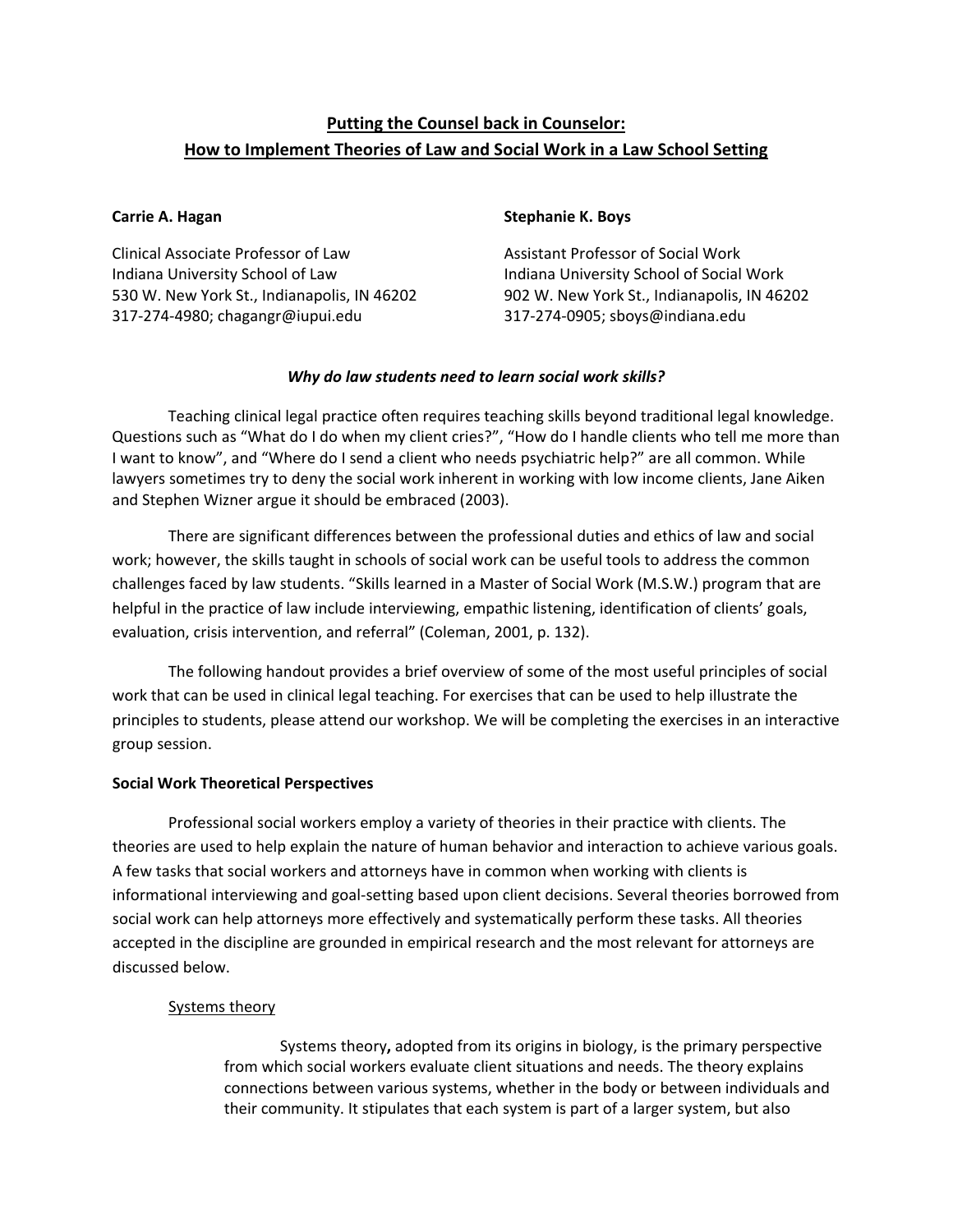# Putting the Counsel back in Counselor: How to Implement Theories of Law and Social Work in a Law School Setting

**Carrie A. Hagan**

Clinical Associate Professor of Law
Indiana University School of Law
530 W. New York St., Indianapolis, IN 46202
317-274-4980; chagangr@iupui.edu

**Stephanie K. Boys**

Assistant Professor of Social Work
Indiana University School of Social Work
902 W. New York St., Indianapolis, IN 46202
317-274-0905; sboys@indiana.edu

***Why do law students need to learn social work skills?***

Teaching clinical legal practice often requires teaching skills beyond traditional legal knowledge. Questions such as "What do I do when my client cries?", "How do I handle clients who tell me more than I want to know", and "Where do I send a client who needs psychiatric help?" are all common. While lawyers sometimes try to deny the social work inherent in working with low income clients, Jane Aiken and Stephen Wizner argue it should be embraced (2003).

There are significant differences between the professional duties and ethics of law and social work; however, the skills taught in schools of social work can be useful tools to address the common challenges faced by law students. "Skills learned in a Master of Social Work (M.S.W.) program that are helpful in the practice of law include interviewing, empathic listening, identification of clients' goals, evaluation, crisis intervention, and referral" (Coleman, 2001, p. 132).

The following handout provides a brief overview of some of the most useful principles of social work that can be used in clinical legal teaching. For exercises that can be used to help illustrate the principles to students, please attend our workshop. We will be completing the exercises in an interactive group session.

**Social Work Theoretical Perspectives**

Professional social workers employ a variety of theories in their practice with clients. The theories are used to help explain the nature of human behavior and interaction to achieve various goals. A few tasks that social workers and attorneys have in common when working with clients is informational interviewing and goal-setting based upon client decisions. Several theories borrowed from social work can help attorneys more effectively and systematically perform these tasks. All theories accepted in the discipline are grounded in empirical research and the most relevant for attorneys are discussed below.

Systems theory

> Systems theory**,** adopted from its origins in biology, is the primary perspective from which social workers evaluate client situations and needs. The theory explains connections between various systems, whether in the body or between individuals and their community. It stipulates that each system is part of a larger system, but also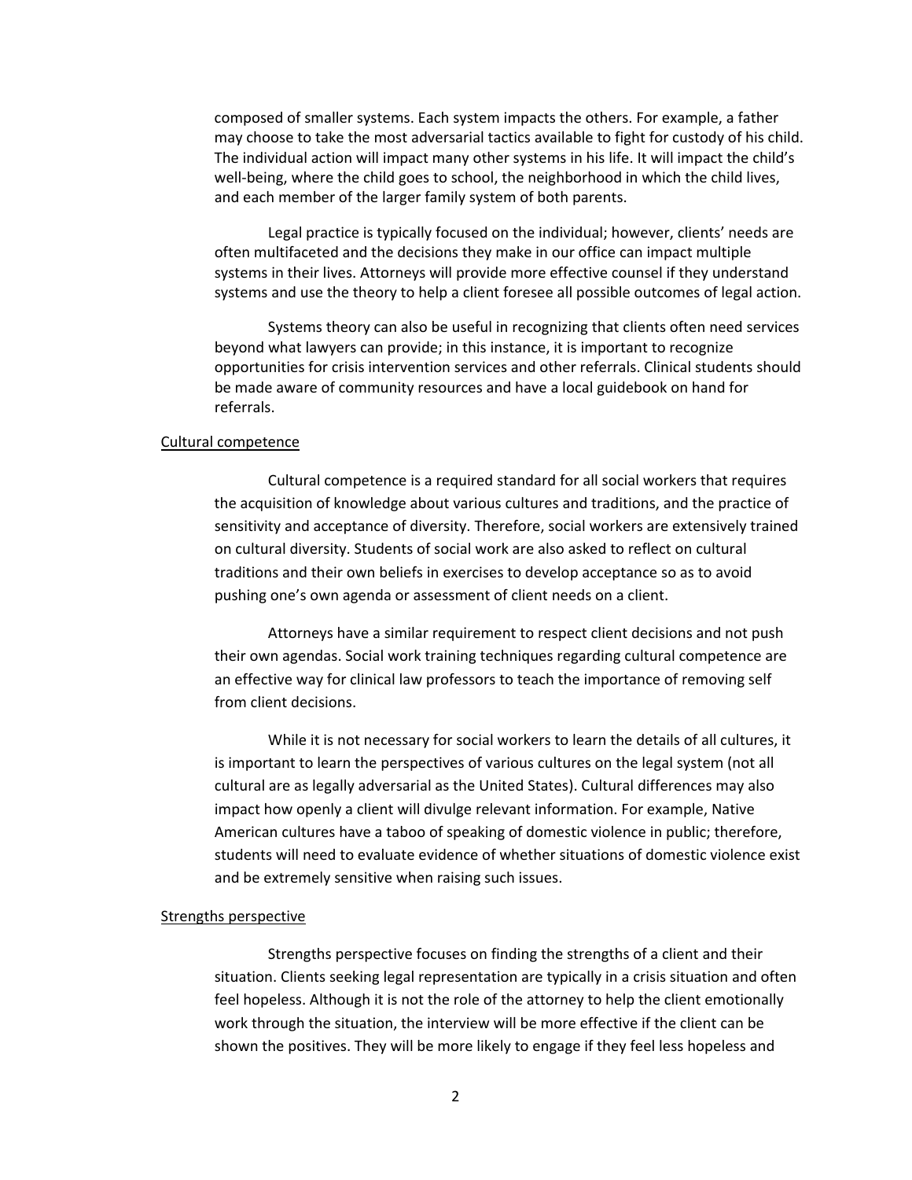composed of smaller systems. Each system impacts the others. For example, a father may choose to take the most adversarial tactics available to fight for custody of his child. The individual action will impact many other systems in his life. It will impact the child's well-being, where the child goes to school, the neighborhood in which the child lives, and each member of the larger family system of both parents.

Legal practice is typically focused on the individual; however, clients' needs are often multifaceted and the decisions they make in our office can impact multiple systems in their lives. Attorneys will provide more effective counsel if they understand systems and use the theory to help a client foresee all possible outcomes of legal action.

Systems theory can also be useful in recognizing that clients often need services beyond what lawyers can provide; in this instance, it is important to recognize opportunities for crisis intervention services and other referrals. Clinical students should be made aware of community resources and have a local guidebook on hand for referrals.

<u>Cultural competence</u>

Cultural competence is a required standard for all social workers that requires the acquisition of knowledge about various cultures and traditions, and the practice of sensitivity and acceptance of diversity. Therefore, social workers are extensively trained on cultural diversity. Students of social work are also asked to reflect on cultural traditions and their own beliefs in exercises to develop acceptance so as to avoid pushing one's own agenda or assessment of client needs on a client.

Attorneys have a similar requirement to respect client decisions and not push their own agendas. Social work training techniques regarding cultural competence are an effective way for clinical law professors to teach the importance of removing self from client decisions.

While it is not necessary for social workers to learn the details of all cultures, it is important to learn the perspectives of various cultures on the legal system (not all cultural are as legally adversarial as the United States). Cultural differences may also impact how openly a client will divulge relevant information. For example, Native American cultures have a taboo of speaking of domestic violence in public; therefore, students will need to evaluate evidence of whether situations of domestic violence exist and be extremely sensitive when raising such issues.

<u>Strengths perspective</u>

Strengths perspective focuses on finding the strengths of a client and their situation. Clients seeking legal representation are typically in a crisis situation and often feel hopeless. Although it is not the role of the attorney to help the client emotionally work through the situation, the interview will be more effective if the client can be shown the positives. They will be more likely to engage if they feel less hopeless and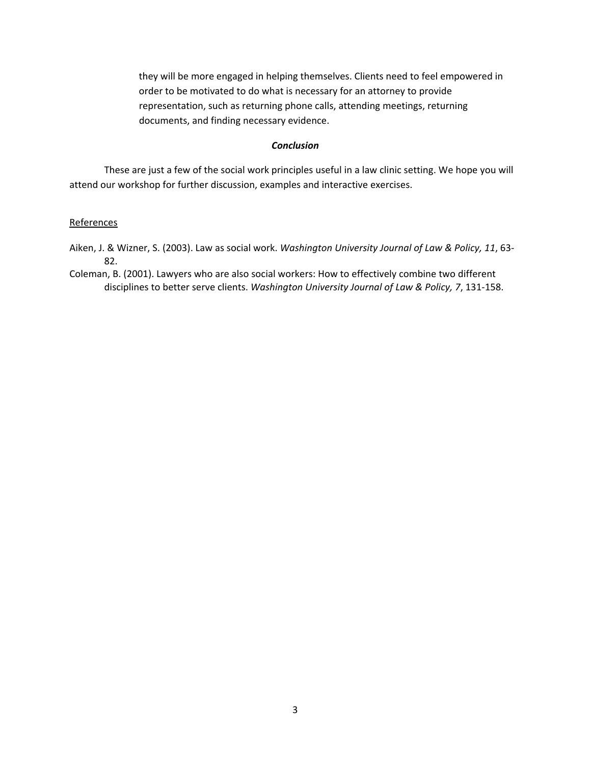they will be more engaged in helping themselves. Clients need to feel empowered in order to be motivated to do what is necessary for an attorney to provide representation, such as returning phone calls, attending meetings, returning documents, and finding necessary evidence.

### ***Conclusion***

These are just a few of the social work principles useful in a law clinic setting. We hope you will attend our workshop for further discussion, examples and interactive exercises.

References

Aiken, J. & Wizner, S. (2003). Law as social work. *Washington University Journal of Law & Policy, 11*, 63-82.

Coleman, B. (2001). Lawyers who are also social workers: How to effectively combine two different disciplines to better serve clients. *Washington University Journal of Law & Policy, 7*, 131-158.